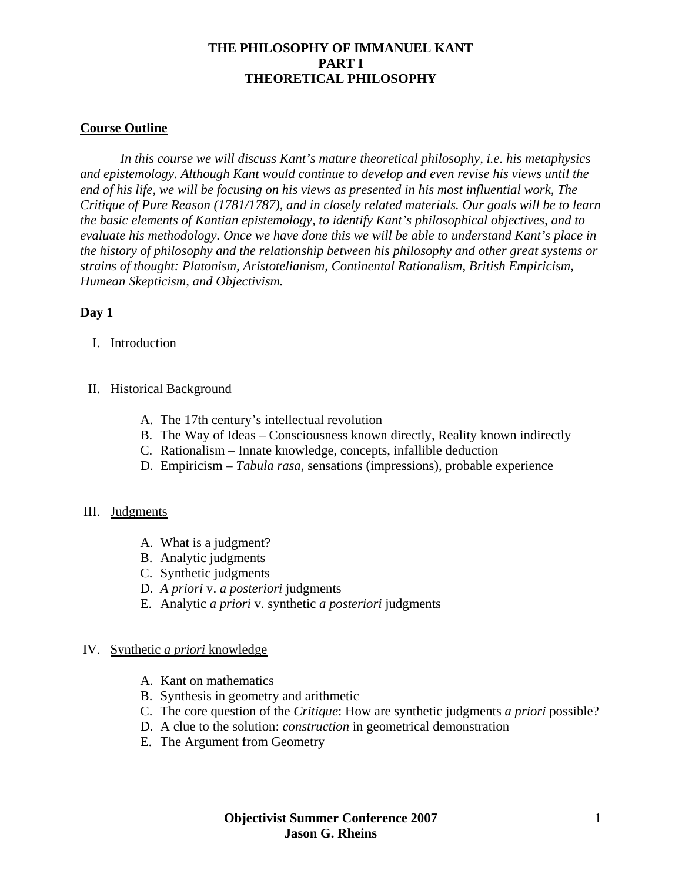# THE PHILOSOPHY OF IMMANUEL KANT
# PART I
# THEORETICAL PHILOSOPHY

## Course Outline

*In this course we will discuss Kant's mature theoretical philosophy, i.e. his metaphysics and epistemology. Although Kant would continue to develop and even revise his views until the end of his life, we will be focusing on his views as presented in his most influential work, The Critique of Pure Reason (1781/1787), and in closely related materials. Our goals will be to learn the basic elements of Kantian epistemology, to identify Kant's philosophical objectives, and to evaluate his methodology. Once we have done this we will be able to understand Kant's place in the history of philosophy and the relationship between his philosophy and other great systems or strains of thought: Platonism, Aristotelianism, Continental Rationalism, British Empiricism, Humean Skepticism, and Objectivism.*

### Day 1

I. Introduction

II. Historical Background

   A. The 17th century's intellectual revolution
   B. The Way of Ideas – Consciousness known directly, Reality known indirectly
   C. Rationalism – Innate knowledge, concepts, infallible deduction
   D. Empiricism – *Tabula rasa*, sensations (impressions), probable experience

III. Judgments

   A. What is a judgment?
   B. Analytic judgments
   C. Synthetic judgments
   D. *A priori* v. *a posteriori* judgments
   E. Analytic *a priori* v. synthetic *a posteriori* judgments

IV. Synthetic *a priori* knowledge

   A. Kant on mathematics
   B. Synthesis in geometry and arithmetic
   C. The core question of the *Critique*: How are synthetic judgments *a priori* possible?
   D. A clue to the solution: *construction* in geometrical demonstration
   E. The Argument from Geometry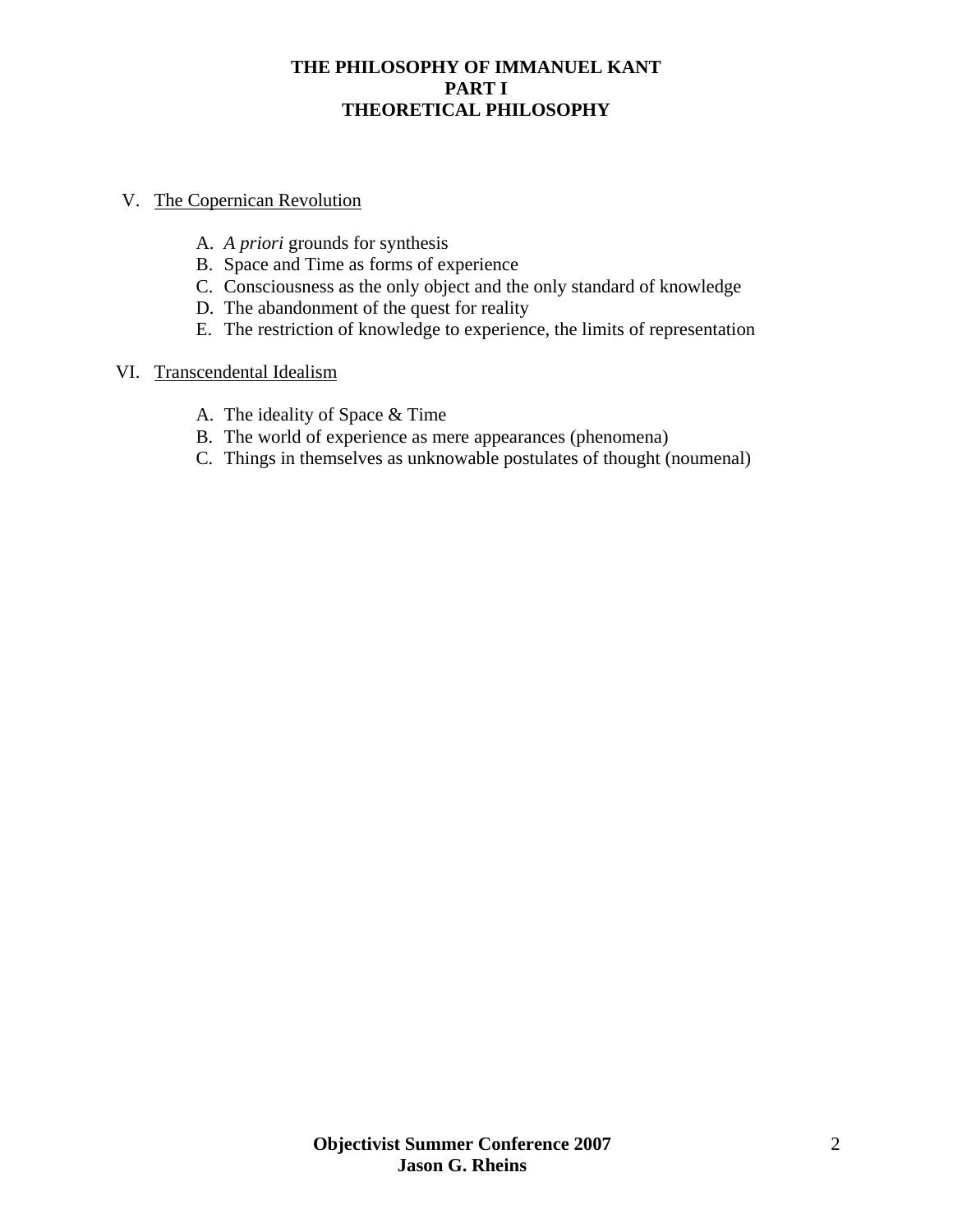**THE PHILOSOPHY OF IMMANUEL KANT**
**PART I**
**THEORETICAL PHILOSOPHY**

V. The Copernican Revolution

   A. *A priori* grounds for synthesis
   B. Space and Time as forms of experience
   C. Consciousness as the only object and the only standard of knowledge
   D. The abandonment of the quest for reality
   E. The restriction of knowledge to experience, the limits of representation

VI. Transcendental Idealism

   A. The ideality of Space & Time
   B. The world of experience as mere appearances (phenomena)
   C. Things in themselves as unknowable postulates of thought (noumenal)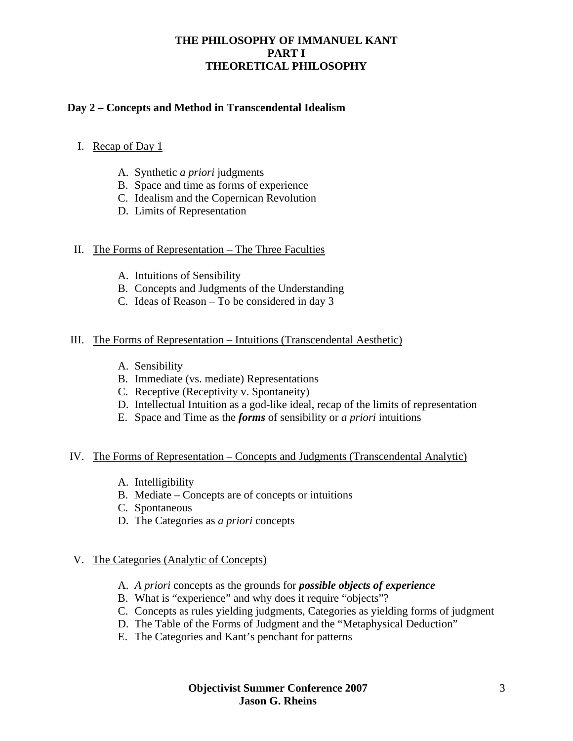**THE PHILOSOPHY OF IMMANUEL KANT**
**PART I**
**THEORETICAL PHILOSOPHY**

## Day 2 – Concepts and Method in Transcendental Idealism

I. Recap of Day 1

   A. Synthetic *a priori* judgments
   B. Space and time as forms of experience
   C. Idealism and the Copernican Revolution
   D. Limits of Representation

II. The Forms of Representation – The Three Faculties

   A. Intuitions of Sensibility
   B. Concepts and Judgments of the Understanding
   C. Ideas of Reason – To be considered in day 3

III. The Forms of Representation – Intuitions (Transcendental Aesthetic)

   A. Sensibility
   B. Immediate (vs. mediate) Representations
   C. Receptive (Receptivity v. Spontaneity)
   D. Intellectual Intuition as a god-like ideal, recap of the limits of representation
   E. Space and Time as the ***forms*** of sensibility or *a priori* intuitions

IV. The Forms of Representation – Concepts and Judgments (Transcendental Analytic)

   A. Intelligibility
   B. Mediate – Concepts are of concepts or intuitions
   C. Spontaneous
   D. The Categories as *a priori* concepts

V. The Categories (Analytic of Concepts)

   A. *A priori* concepts as the grounds for ***possible objects of experience***
   B. What is "experience" and why does it require "objects"?
   C. Concepts as rules yielding judgments, Categories as yielding forms of judgment
   D. The Table of the Forms of Judgment and the "Metaphysical Deduction"
   E. The Categories and Kant's penchant for patterns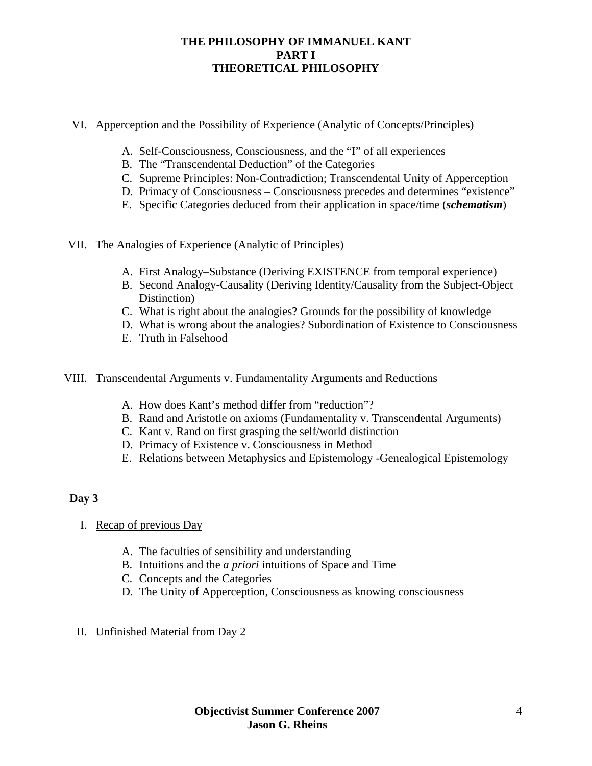# THE PHILOSOPHY OF IMMANUEL KANT
## PART I
## THEORETICAL PHILOSOPHY

VI. Apperception and the Possibility of Experience (Analytic of Concepts/Principles)

A. Self-Consciousness, Consciousness, and the "I" of all experiences
B. The "Transcendental Deduction" of the Categories
C. Supreme Principles: Non-Contradiction; Transcendental Unity of Apperception
D. Primacy of Consciousness – Consciousness precedes and determines "existence"
E. Specific Categories deduced from their application in space/time (***schematism***)

VII. The Analogies of Experience (Analytic of Principles)

A. First Analogy–Substance (Deriving EXISTENCE from temporal experience)
B. Second Analogy-Causality (Deriving Identity/Causality from the Subject-Object Distinction)
C. What is right about the analogies? Grounds for the possibility of knowledge
D. What is wrong about the analogies? Subordination of Existence to Consciousness
E. Truth in Falsehood

VIII. Transcendental Arguments v. Fundamentality Arguments and Reductions

A. How does Kant's method differ from "reduction"?
B. Rand and Aristotle on axioms (Fundamentality v. Transcendental Arguments)
C. Kant v. Rand on first grasping the self/world distinction
D. Primacy of Existence v. Consciousness in Method
E. Relations between Metaphysics and Epistemology -Genealogical Epistemology

**Day 3**

I. Recap of previous Day

A. The faculties of sensibility and understanding
B. Intuitions and the *a priori* intuitions of Space and Time
C. Concepts and the Categories
D. The Unity of Apperception, Consciousness as knowing consciousness

II. Unfinished Material from Day 2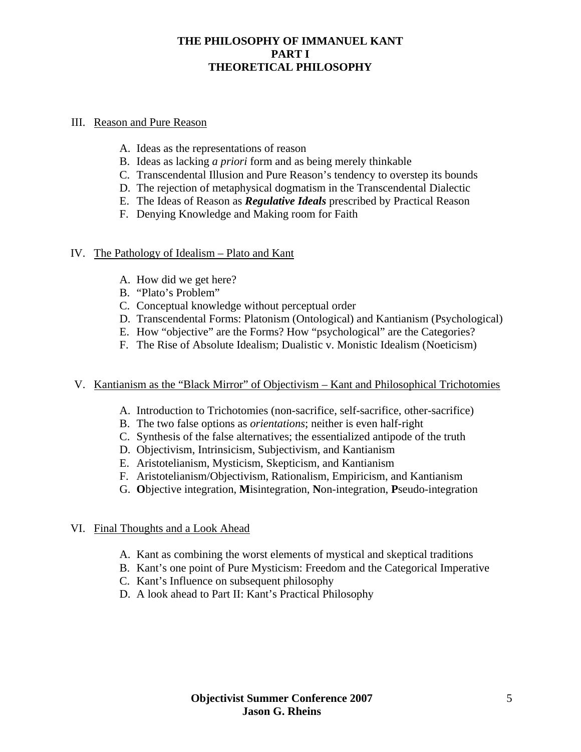**THE PHILOSOPHY OF IMMANUEL KANT**
**PART I**
**THEORETICAL PHILOSOPHY**

III. Reason and Pure Reason

A. Ideas as the representations of reason
B. Ideas as lacking *a priori* form and as being merely thinkable
C. Transcendental Illusion and Pure Reason's tendency to overstep its bounds
D. The rejection of metaphysical dogmatism in the Transcendental Dialectic
E. The Ideas of Reason as ***Regulative Ideals*** prescribed by Practical Reason
F. Denying Knowledge and Making room for Faith

IV. The Pathology of Idealism – Plato and Kant

A. How did we get here?
B. "Plato's Problem"
C. Conceptual knowledge without perceptual order
D. Transcendental Forms: Platonism (Ontological) and Kantianism (Psychological)
E. How "objective" are the Forms? How "psychological" are the Categories?
F. The Rise of Absolute Idealism; Dualistic v. Monistic Idealism (Noeticism)

V. Kantianism as the "Black Mirror" of Objectivism – Kant and Philosophical Trichotomies

A. Introduction to Trichotomies (non-sacrifice, self-sacrifice, other-sacrifice)
B. The two false options as *orientations*; neither is even half-right
C. Synthesis of the false alternatives; the essentialized antipode of the truth
D. Objectivism, Intrinsicism, Subjectivism, and Kantianism
E. Aristotelianism, Mysticism, Skepticism, and Kantianism
F. Aristotelianism/Objectivism, Rationalism, Empiricism, and Kantianism
G. **O**bjective integration, **M**isintegration, **N**on-integration, **P**seudo-integration

VI. Final Thoughts and a Look Ahead

A. Kant as combining the worst elements of mystical and skeptical traditions
B. Kant's one point of Pure Mysticism: Freedom and the Categorical Imperative
C. Kant's Influence on subsequent philosophy
D. A look ahead to Part II: Kant's Practical Philosophy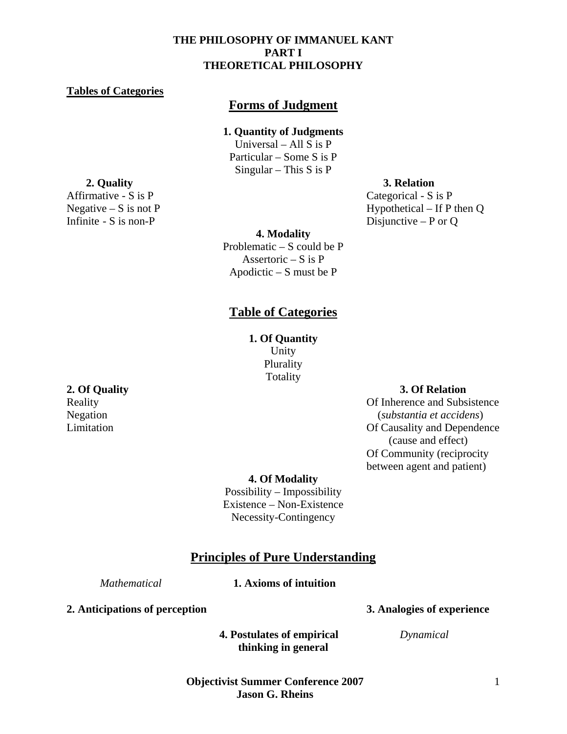**THE PHILOSOPHY OF IMMANUEL KANT**
**PART I**
**THEORETICAL PHILOSOPHY**

**Tables of Categories**

## Forms of Judgment

**1. Quantity of Judgments**
Universal – All S is P
Particular – Some S is P
Singular – This S is P

**2. Quality**
Affirmative - S is P
Negative – S is not P
Infinite - S is non-P

**3. Relation**
Categorical - S is P
Hypothetical – If P then Q
Disjunctive – P or Q

**4. Modality**
Problematic – S could be P
Assertoric – S is P
Apodictic – S must be P

## Table of Categories

**1. Of Quantity**
Unity
Plurality
Totality

**2. Of Quality**
Reality
Negation
Limitation

**3. Of Relation**
Of Inherence and Subsistence (*substantia et accidens*)
Of Causality and Dependence (cause and effect)
Of Community (reciprocity between agent and patient)

**4. Of Modality**
Possibility – Impossibility
Existence – Non-Existence
Necessity-Contingency

## Principles of Pure Understanding

*Mathematical*

**1. Axioms of intuition**

**2. Anticipations of perception**

**3. Analogies of experience**

**4. Postulates of empirical thinking in general**

*Dynamical*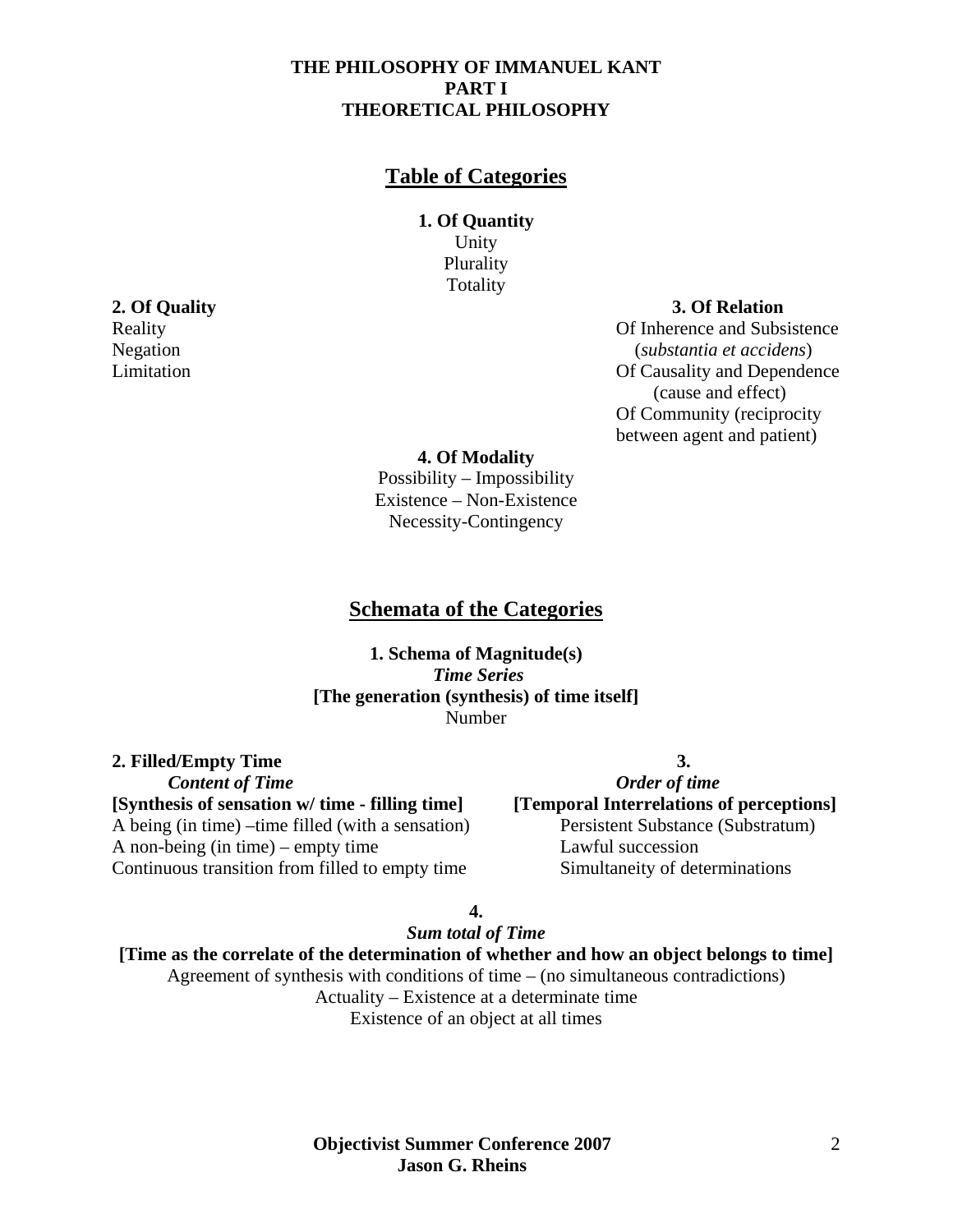**THE PHILOSOPHY OF IMMANUEL KANT**
**PART I**
**THEORETICAL PHILOSOPHY**

## Table of Categories

**1. Of Quantity**
Unity
Plurality
Totality

**2. Of Quality**
Reality
Negation
Limitation

**3. Of Relation**
Of Inherence and Subsistence (*substantia et accidens*)
Of Causality and Dependence (cause and effect)
Of Community (reciprocity between agent and patient)

**4. Of Modality**
Possibility – Impossibility
Existence – Non-Existence
Necessity-Contingency

## Schemata of the Categories

**1. Schema of Magnitude(s)**
***Time Series***
**[The generation (synthesis) of time itself]**
Number

**2. Filled/Empty Time**
***Content of Time***
**[Synthesis of sensation w/ time - filling time]**
A being (in time) –time filled (with a sensation)
A non-being (in time) – empty time
Continuous transition from filled to empty time

**3.**
***Order of time***
**[Temporal Interrelations of perceptions]**
Persistent Substance (Substratum)
Lawful succession
Simultaneity of determinations

**4.**
***Sum total of Time***
**[Time as the correlate of the determination of whether and how an object belongs to time]**
Agreement of synthesis with conditions of time – (no simultaneous contradictions)
Actuality – Existence at a determinate time
Existence of an object at all times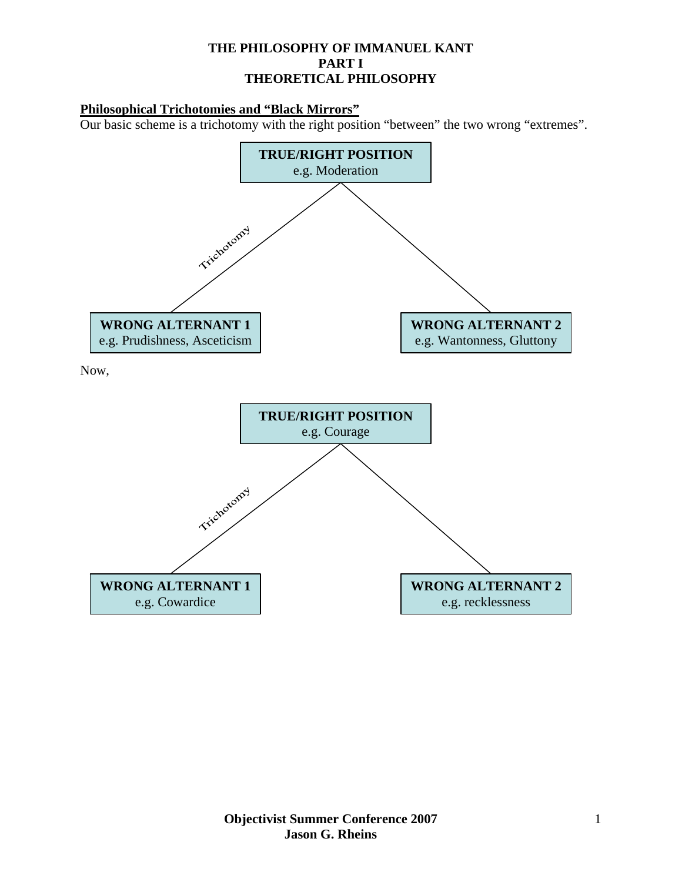**THE PHILOSOPHY OF IMMANUEL KANT**
**PART I**
**THEORETICAL PHILOSOPHY**

## Philosophical Trichotomies and "Black Mirrors"

Our basic scheme is a trichotomy with the right position "between" the two wrong "extremes".

**TRUE/RIGHT POSITION**
e.g. Moderation

Trichotomy

**WRONG ALTERNANT 1**
e.g. Prudishness, Asceticism

**WRONG ALTERNANT 2**
e.g. Wantonness, Gluttony

Now,

**TRUE/RIGHT POSITION**
e.g. Courage

Trichotomy

**WRONG ALTERNANT 1**
e.g. Cowardice

**WRONG ALTERNANT 2**
e.g. recklessness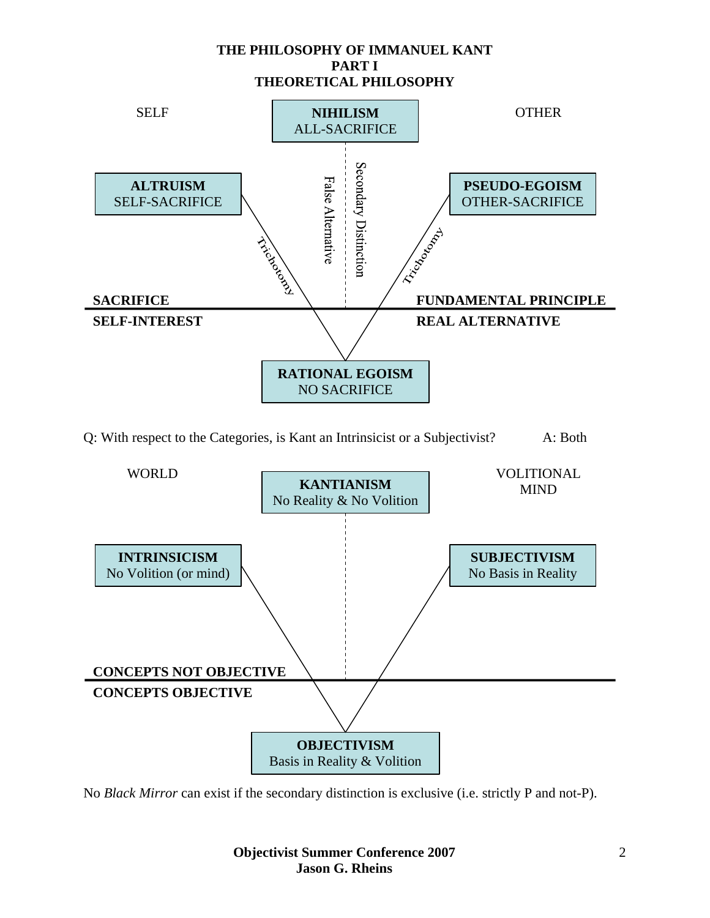# THE PHILOSOPHY OF IMMANUEL KANT
## PART I
## THEORETICAL PHILOSOPHY

SELF

**NIHILISM**
ALL-SACRIFICE

OTHER

**ALTRUISM**
SELF-SACRIFICE

False Alternative

Secondary Distinction

**PSEUDO-EGOISM**
OTHER-SACRIFICE

Trichotomy

Trichotomy

**SACRIFICE**

**FUNDAMENTAL PRINCIPLE**

**SELF-INTEREST**

**REAL ALTERNATIVE**

**RATIONAL EGOISM**
NO SACRIFICE

Q: With respect to the Categories, is Kant an Intrinsicist or a Subjectivist? A: Both

WORLD

**KANTIANISM**
No Reality & No Volition

VOLITIONAL MIND

**INTRINSICISM**
No Volition (or mind)

**SUBJECTIVISM**
No Basis in Reality

**CONCEPTS NOT OBJECTIVE**

**CONCEPTS OBJECTIVE**

**OBJECTIVISM**
Basis in Reality & Volition

No *Black Mirror* can exist if the secondary distinction is exclusive (i.e. strictly P and not-P).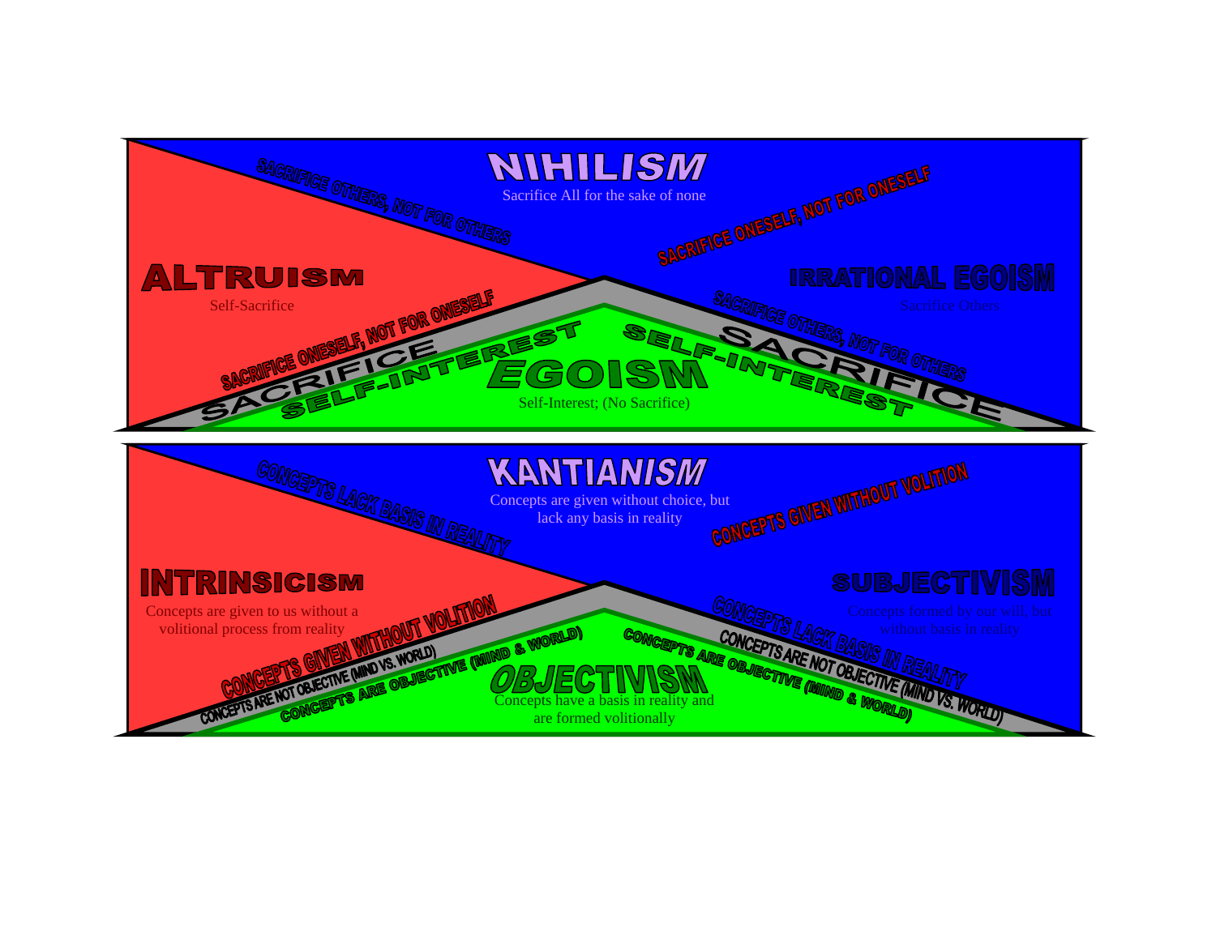## NIHILISM

Sacrifice All for the sake of none

SACRIFICE OTHERS, NOT FOR OTHERS

SACRIFICE ONESELF, NOT FOR ONESELF

## ALTRUISM

Self-Sacrifice

## IRRATIONAL EGOISM

Sacrifice Others

SACRIFICE ONESELF, NOT FOR ONESELF

SACRIFICE OTHERS, NOT FOR OTHERS

SACRIFICE

SELF-INTEREST

SELF-INTEREST

SACRIFICE

## EGOISM

Self-Interest; (No Sacrifice)

## KANTIANISM

Concepts are given without choice, but lack any basis in reality

CONCEPTS LACK BASIS IN REALITY

CONCEPTS GIVEN WITHOUT VOLITION

## INTRINSICISM

Concepts are given to us without a volitional process from reality

## SUBJECTIVISM

Concepts formed by our will, but without basis in reality

CONCEPTS GIVEN WITHOUT VOLITION

CONCEPTS ARE NOT OBJECTIVE (MIND VS. WORLD)

CONCEPTS ARE OBJECTIVE (MIND & WORLD)

CONCEPTS LACK BASIS IN REALITY

CONCEPTS ARE NOT OBJECTIVE (MIND VS. WORLD)

CONCEPTS ARE OBJECTIVE (MIND & WORLD)

## OBJECTIVISM

Concepts have a basis in reality and are formed volitionally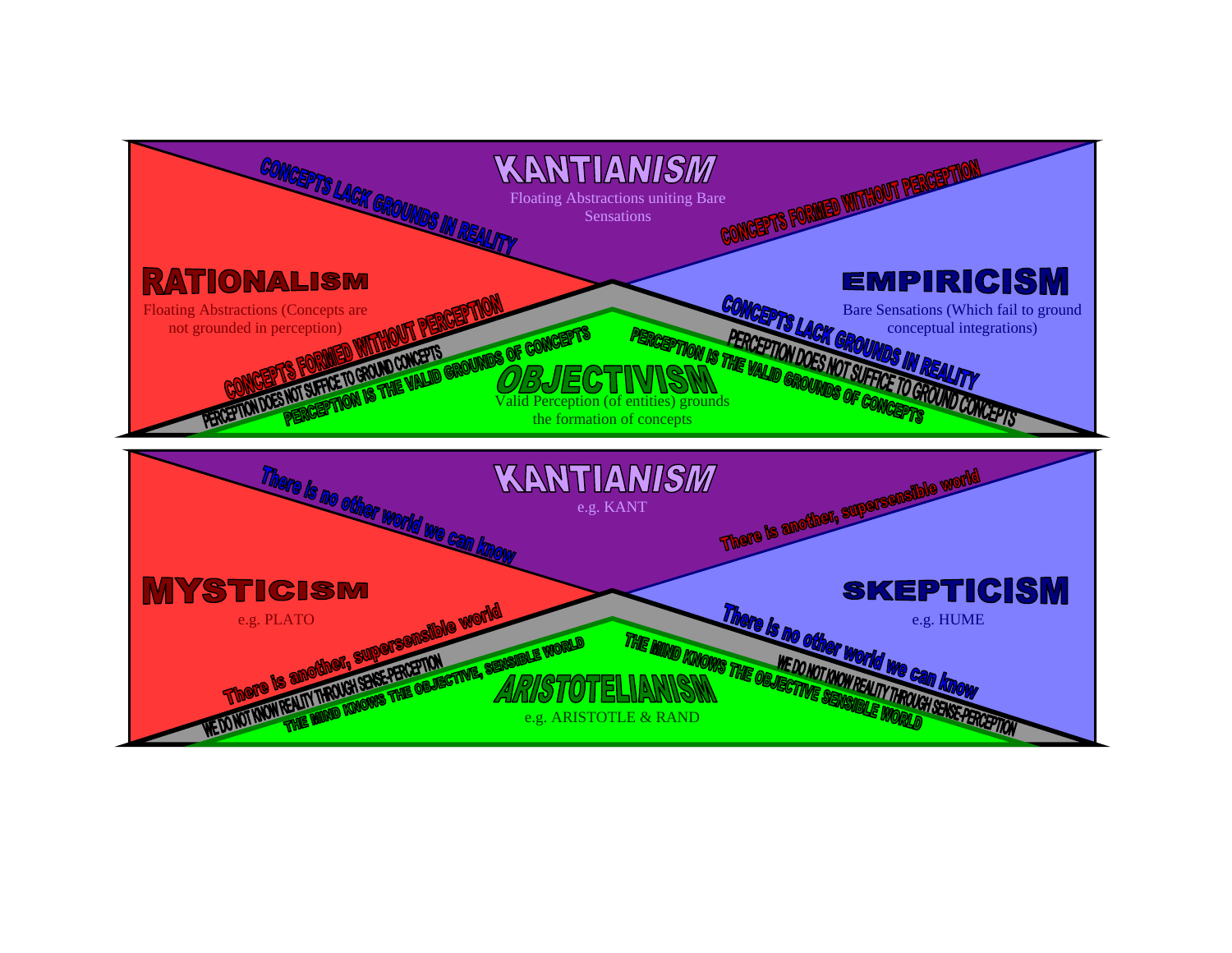## KANTIAN*ISM*

Floating Abstractions uniting Bare Sensations

CONCEPTS LACK GROUNDS IN REALITY

CONCEPTS FORMED WITHOUT PERCEPTION

## RATIONALISM

Floating Abstractions (Concepts are not grounded in perception)

CONCEPTS FORMED WITHOUT PERCEPTION

PERCEPTION DOES NOT SUFFICE TO GROUND CONCEPTS

PERCEPTION IS THE VALID GROUNDS OF CONCEPTS

## EMPIRICISM

Bare Sensations (Which fail to ground conceptual integrations)

CONCEPTS LACK GROUNDS IN REALITY

PERCEPTION DOES NOT SUFFICE TO GROUND CONCEPTS

PERCEPTION IS THE VALID GROUNDS OF CONCEPTS

## *OBJECTIVISM*

Valid Perception (of entities) grounds the formation of concepts

---

## KANTIAN*ISM*

e.g. KANT

There is no other world we can know

There is another, supersensible world

## MYSTICISM

e.g. PLATO

There is another, supersensible world

WE DO NOT KNOW REALITY THROUGH SENSE-PERCEPTION

THE MIND KNOWS THE OBJECTIVE, SENSIBLE WORLD

## SKEPTICISM

e.g. HUME

There is no other world we can know

WE DO NOT KNOW REALITY THROUGH SENSE-PERCEPTION

THE MIND KNOWS THE OBJECTIVE SENSIBLE WORLD

## *ARISTOTELIANISM*

e.g. ARISTOTLE & RAND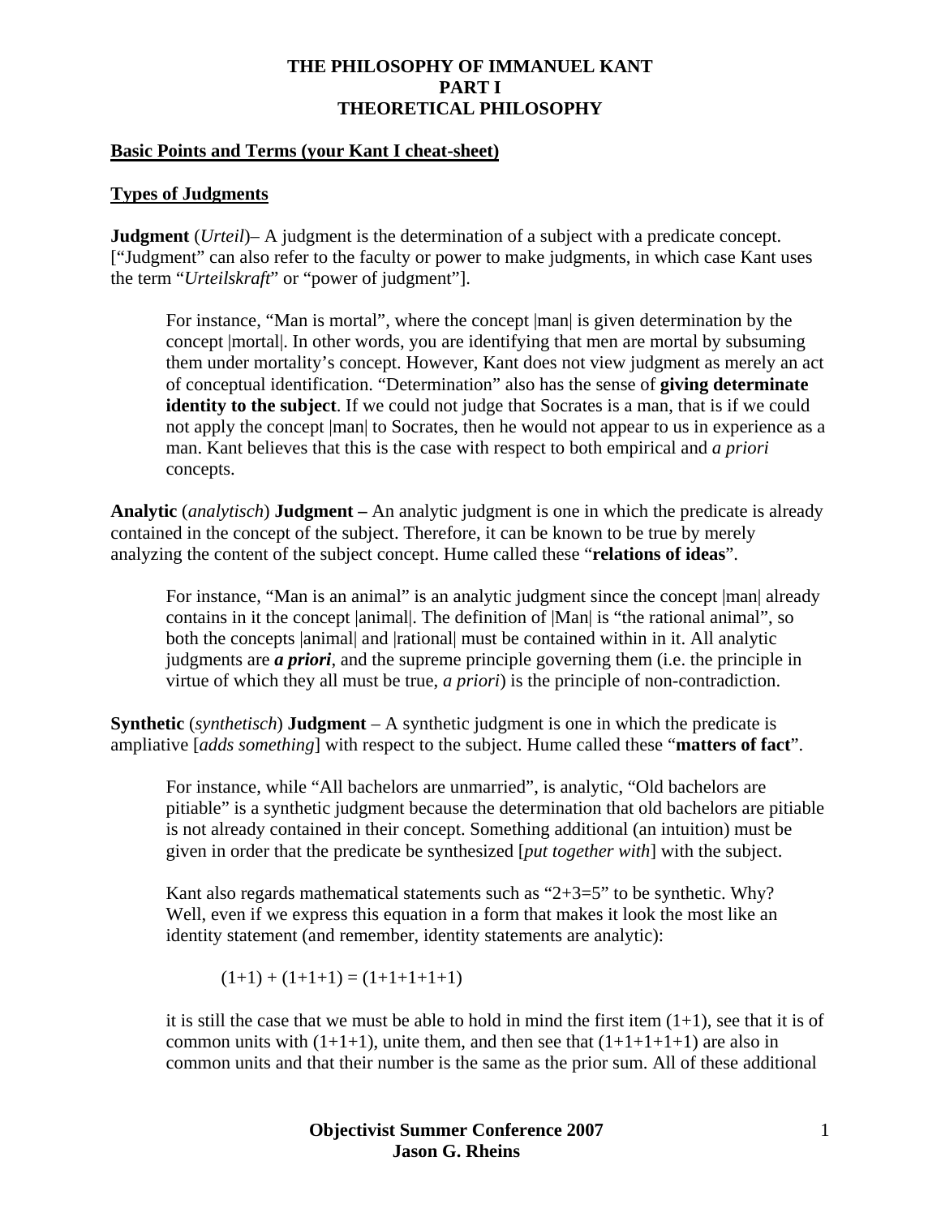**THE PHILOSOPHY OF IMMANUEL KANT**
**PART I**
**THEORETICAL PHILOSOPHY**

**Basic Points and Terms (your Kant I cheat-sheet)**

**Types of Judgments**

**Judgment** (*Urteil*)– A judgment is the determination of a subject with a predicate concept. ["Judgment" can also refer to the faculty or power to make judgments, in which case Kant uses the term "*Urteilskraft*" or "power of judgment"].

> For instance, "Man is mortal", where the concept |man| is given determination by the concept |mortal|. In other words, you are identifying that men are mortal by subsuming them under mortality's concept. However, Kant does not view judgment as merely an act of conceptual identification. "Determination" also has the sense of **giving determinate identity to the subject**. If we could not judge that Socrates is a man, that is if we could not apply the concept |man| to Socrates, then he would not appear to us in experience as a man. Kant believes that this is the case with respect to both empirical and *a priori* concepts.

**Analytic** (*analytisch*) **Judgment –** An analytic judgment is one in which the predicate is already contained in the concept of the subject. Therefore, it can be known to be true by merely analyzing the content of the subject concept. Hume called these "**relations of ideas**".

> For instance, "Man is an animal" is an analytic judgment since the concept |man| already contains in it the concept |animal|. The definition of |Man| is "the rational animal", so both the concepts |animal| and |rational| must be contained within in it. All analytic judgments are ***a priori***, and the supreme principle governing them (i.e. the principle in virtue of which they all must be true, *a priori*) is the principle of non-contradiction.

**Synthetic** (*synthetisch*) **Judgment** – A synthetic judgment is one in which the predicate is ampliative [*adds something*] with respect to the subject. Hume called these "**matters of fact**".

> For instance, while "All bachelors are unmarried", is analytic, "Old bachelors are pitiable" is a synthetic judgment because the determination that old bachelors are pitiable is not already contained in their concept. Something additional (an intuition) must be given in order that the predicate be synthesized [*put together with*] with the subject.
>
> Kant also regards mathematical statements such as "2+3=5" to be synthetic. Why? Well, even if we express this equation in a form that makes it look the most like an identity statement (and remember, identity statements are analytic):
>
> $$(1+1) + (1+1+1) = (1+1+1+1+1)$$
>
> it is still the case that we must be able to hold in mind the first item (1+1), see that it is of common units with (1+1+1), unite them, and then see that (1+1+1+1+1) are also in common units and that their number is the same as the prior sum. All of these additional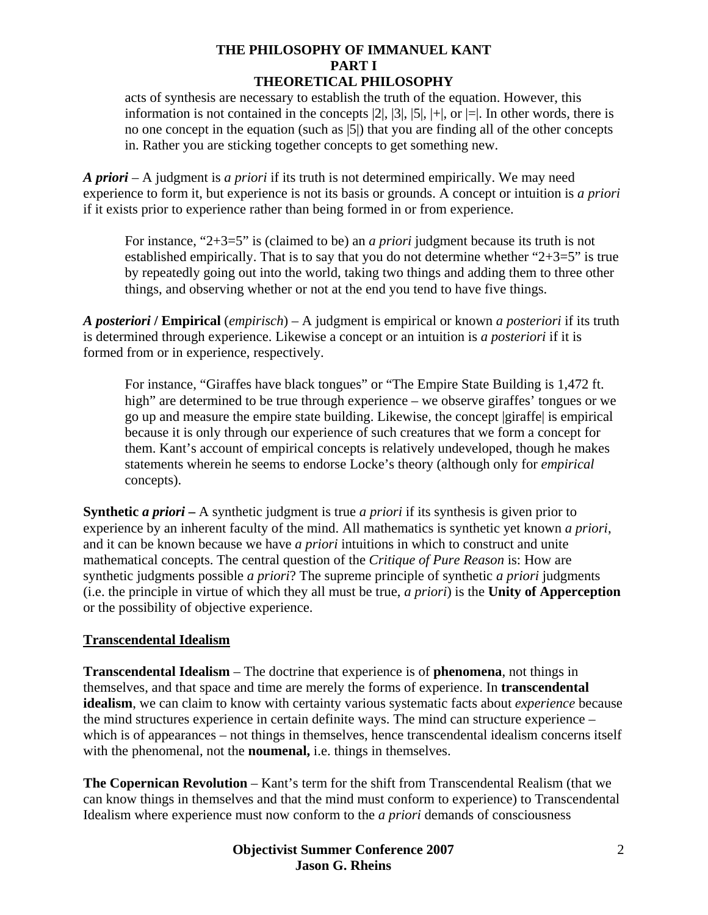acts of synthesis are necessary to establish the truth of the equation. However, this information is not contained in the concepts |2|, |3|, |5|, |+|, or |=|. In other words, there is no one concept in the equation (such as |5|) that you are finding all of the other concepts in. Rather you are sticking together concepts to get something new.

***A priori*** – A judgment is *a priori* if its truth is not determined empirically. We may need experience to form it, but experience is not its basis or grounds. A concept or intuition is *a priori* if it exists prior to experience rather than being formed in or from experience.

> For instance, "2+3=5" is (claimed to be) an *a priori* judgment because its truth is not established empirically. That is to say that you do not determine whether "2+3=5" is true by repeatedly going out into the world, taking two things and adding them to three other things, and observing whether or not at the end you tend to have five things.

***A posteriori* / Empirical** (*empirisch*) – A judgment is empirical or known *a posteriori* if its truth is determined through experience. Likewise a concept or an intuition is *a posteriori* if it is formed from or in experience, respectively.

> For instance, "Giraffes have black tongues" or "The Empire State Building is 1,472 ft. high" are determined to be true through experience – we observe giraffes' tongues or we go up and measure the empire state building. Likewise, the concept |giraffe| is empirical because it is only through our experience of such creatures that we form a concept for them. Kant's account of empirical concepts is relatively undeveloped, though he makes statements wherein he seems to endorse Locke's theory (although only for *empirical* concepts).

**Synthetic *a priori* –** A synthetic judgment is true *a priori* if its synthesis is given prior to experience by an inherent faculty of the mind. All mathematics is synthetic yet known *a priori*, and it can be known because we have *a priori* intuitions in which to construct and unite mathematical concepts. The central question of the *Critique of Pure Reason* is: How are synthetic judgments possible *a priori*? The supreme principle of synthetic *a priori* judgments (i.e. the principle in virtue of which they all must be true, *a priori*) is the **Unity of Apperception** or the possibility of objective experience.

## Transcendental Idealism

**Transcendental Idealism** – The doctrine that experience is of **phenomena**, not things in themselves, and that space and time are merely the forms of experience. In **transcendental idealism**, we can claim to know with certainty various systematic facts about *experience* because the mind structures experience in certain definite ways. The mind can structure experience – which is of appearances – not things in themselves, hence transcendental idealism concerns itself with the phenomenal, not the **noumenal,** i.e. things in themselves.

**The Copernican Revolution** – Kant's term for the shift from Transcendental Realism (that we can know things in themselves and that the mind must conform to experience) to Transcendental Idealism where experience must now conform to the *a priori* demands of consciousness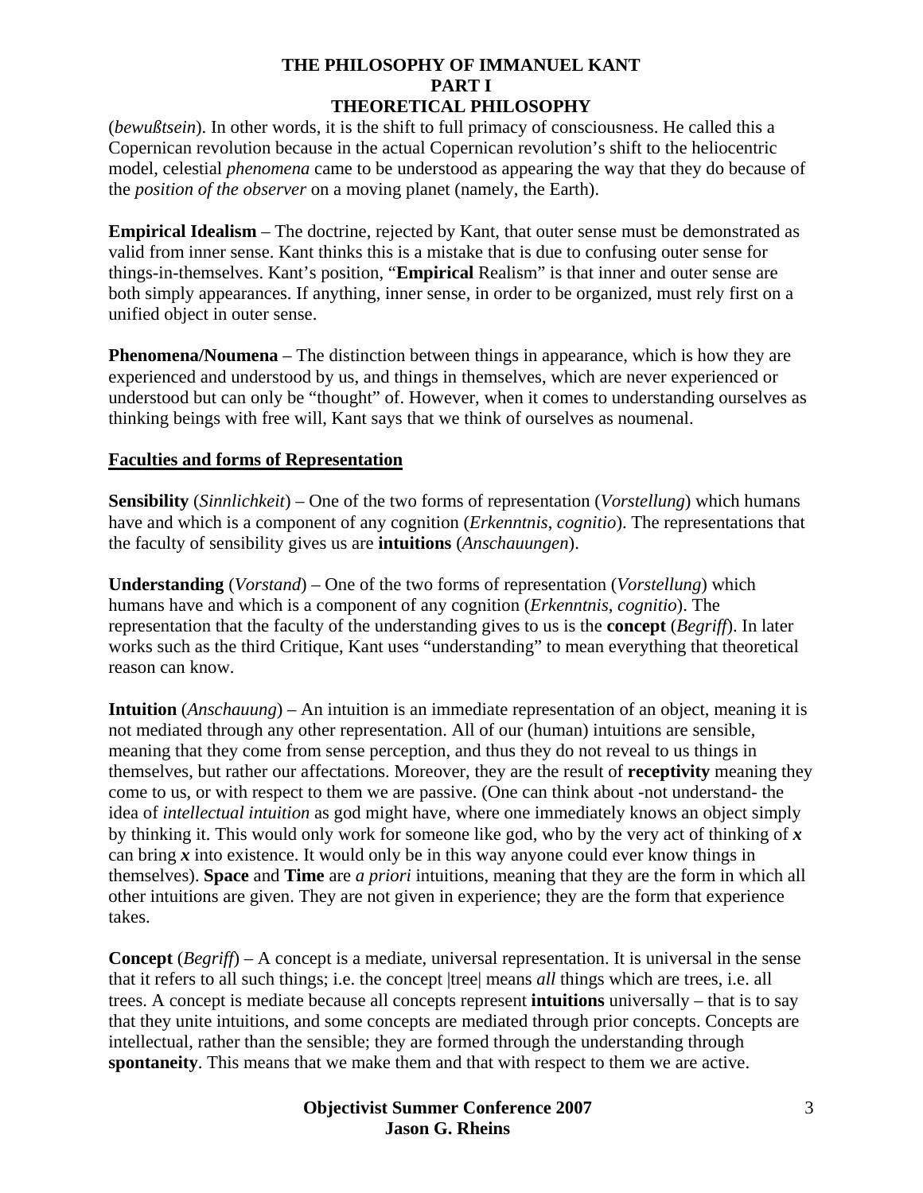(*bewußtsein*). In other words, it is the shift to full primacy of consciousness. He called this a Copernican revolution because in the actual Copernican revolution's shift to the heliocentric model, celestial *phenomena* came to be understood as appearing the way that they do because of the *position of the observer* on a moving planet (namely, the Earth).

**Empirical Idealism** – The doctrine, rejected by Kant, that outer sense must be demonstrated as valid from inner sense. Kant thinks this is a mistake that is due to confusing outer sense for things-in-themselves. Kant's position, "**Empirical** Realism" is that inner and outer sense are both simply appearances. If anything, inner sense, in order to be organized, must rely first on a unified object in outer sense.

**Phenomena/Noumena** – The distinction between things in appearance, which is how they are experienced and understood by us, and things in themselves, which are never experienced or understood but can only be "thought" of. However, when it comes to understanding ourselves as thinking beings with free will, Kant says that we think of ourselves as noumenal.

## Faculties and forms of Representation

**Sensibility** (*Sinnlichkeit*) – One of the two forms of representation (*Vorstellung*) which humans have and which is a component of any cognition (*Erkenntnis*, *cognitio*). The representations that the faculty of sensibility gives us are **intuitions** (*Anschauungen*).

**Understanding** (*Vorstand*) – One of the two forms of representation (*Vorstellung*) which humans have and which is a component of any cognition (*Erkenntnis*, *cognitio*). The representation that the faculty of the understanding gives to us is the **concept** (*Begriff*). In later works such as the third Critique, Kant uses "understanding" to mean everything that theoretical reason can know.

**Intuition** (*Anschauung*) – An intuition is an immediate representation of an object, meaning it is not mediated through any other representation. All of our (human) intuitions are sensible, meaning that they come from sense perception, and thus they do not reveal to us things in themselves, but rather our affectations. Moreover, they are the result of **receptivity** meaning they come to us, or with respect to them we are passive. (One can think about -not understand- the idea of *intellectual intuition* as god might have, where one immediately knows an object simply by thinking it. This would only work for someone like god, who by the very act of thinking of ***x*** can bring ***x*** into existence. It would only be in this way anyone could ever know things in themselves). **Space** and **Time** are *a priori* intuitions, meaning that they are the form in which all other intuitions are given. They are not given in experience; they are the form that experience takes.

**Concept** (*Begriff*) – A concept is a mediate, universal representation. It is universal in the sense that it refers to all such things; i.e. the concept |tree| means *all* things which are trees, i.e. all trees. A concept is mediate because all concepts represent **intuitions** universally – that is to say that they unite intuitions, and some concepts are mediated through prior concepts. Concepts are intellectual, rather than the sensible; they are formed through the understanding through **spontaneity**. This means that we make them and that with respect to them we are active.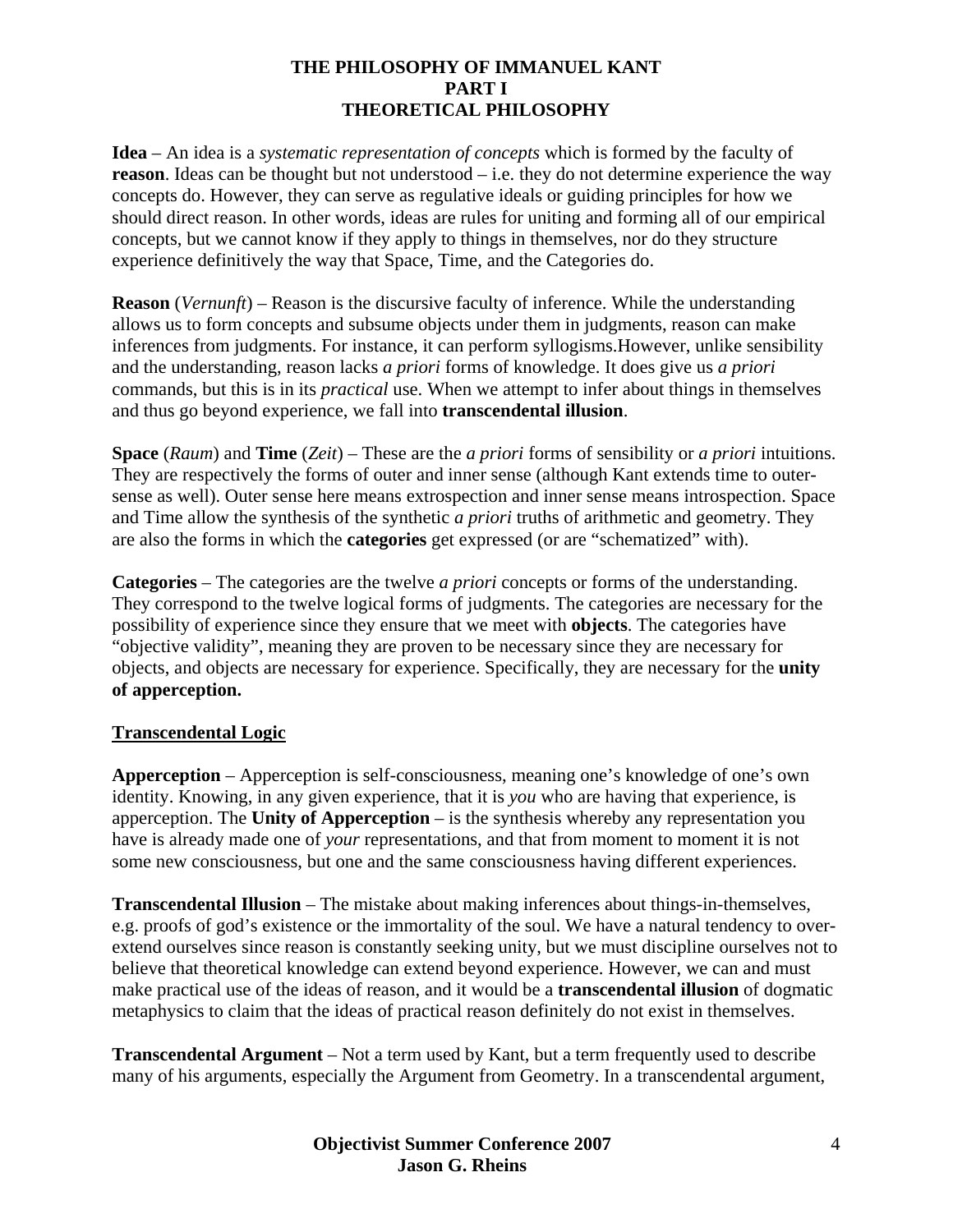# THE PHILOSOPHY OF IMMANUEL KANT
## PART I
## THEORETICAL PHILOSOPHY

**Idea** – An idea is a *systematic representation of concepts* which is formed by the faculty of **reason**. Ideas can be thought but not understood – i.e. they do not determine experience the way concepts do. However, they can serve as regulative ideals or guiding principles for how we should direct reason. In other words, ideas are rules for uniting and forming all of our empirical concepts, but we cannot know if they apply to things in themselves, nor do they structure experience definitively the way that Space, Time, and the Categories do.

**Reason** (*Vernunft*) – Reason is the discursive faculty of inference. While the understanding allows us to form concepts and subsume objects under them in judgments, reason can make inferences from judgments. For instance, it can perform syllogisms.However, unlike sensibility and the understanding, reason lacks *a priori* forms of knowledge. It does give us *a priori* commands, but this is in its *practical* use. When we attempt to infer about things in themselves and thus go beyond experience, we fall into **transcendental illusion**.

**Space** (*Raum*) and **Time** (*Zeit*) – These are the *a priori* forms of sensibility or *a priori* intuitions. They are respectively the forms of outer and inner sense (although Kant extends time to outer-sense as well). Outer sense here means extrospection and inner sense means introspection. Space and Time allow the synthesis of the synthetic *a priori* truths of arithmetic and geometry. They are also the forms in which the **categories** get expressed (or are "schematized" with).

**Categories** – The categories are the twelve *a priori* concepts or forms of the understanding. They correspond to the twelve logical forms of judgments. The categories are necessary for the possibility of experience since they ensure that we meet with **objects**. The categories have "objective validity", meaning they are proven to be necessary since they are necessary for objects, and objects are necessary for experience. Specifically, they are necessary for the **unity of apperception.**

### Transcendental Logic

**Apperception** – Apperception is self-consciousness, meaning one's knowledge of one's own identity. Knowing, in any given experience, that it is *you* who are having that experience, is apperception. The **Unity of Apperception** – is the synthesis whereby any representation you have is already made one of *your* representations, and that from moment to moment it is not some new consciousness, but one and the same consciousness having different experiences.

**Transcendental Illusion** – The mistake about making inferences about things-in-themselves, e.g. proofs of god's existence or the immortality of the soul. We have a natural tendency to over-extend ourselves since reason is constantly seeking unity, but we must discipline ourselves not to believe that theoretical knowledge can extend beyond experience. However, we can and must make practical use of the ideas of reason, and it would be a **transcendental illusion** of dogmatic metaphysics to claim that the ideas of practical reason definitely do not exist in themselves.

**Transcendental Argument** – Not a term used by Kant, but a term frequently used to describe many of his arguments, especially the Argument from Geometry. In a transcendental argument,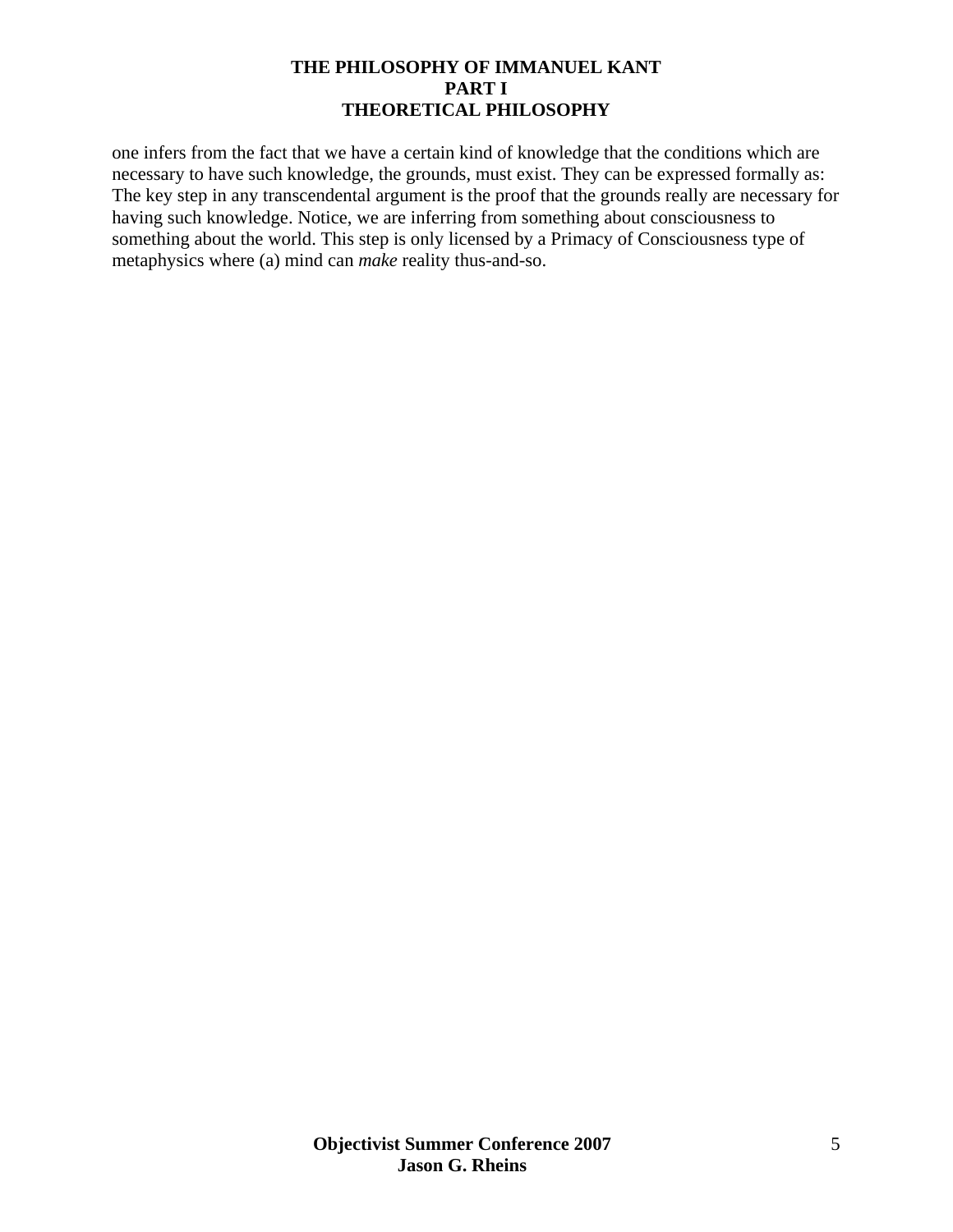one infers from the fact that we have a certain kind of knowledge that the conditions which are necessary to have such knowledge, the grounds, must exist. They can be expressed formally as: The key step in any transcendental argument is the proof that the grounds really are necessary for having such knowledge. Notice, we are inferring from something about consciousness to something about the world. This step is only licensed by a Primacy of Consciousness type of metaphysics where (a) mind can *make* reality thus-and-so.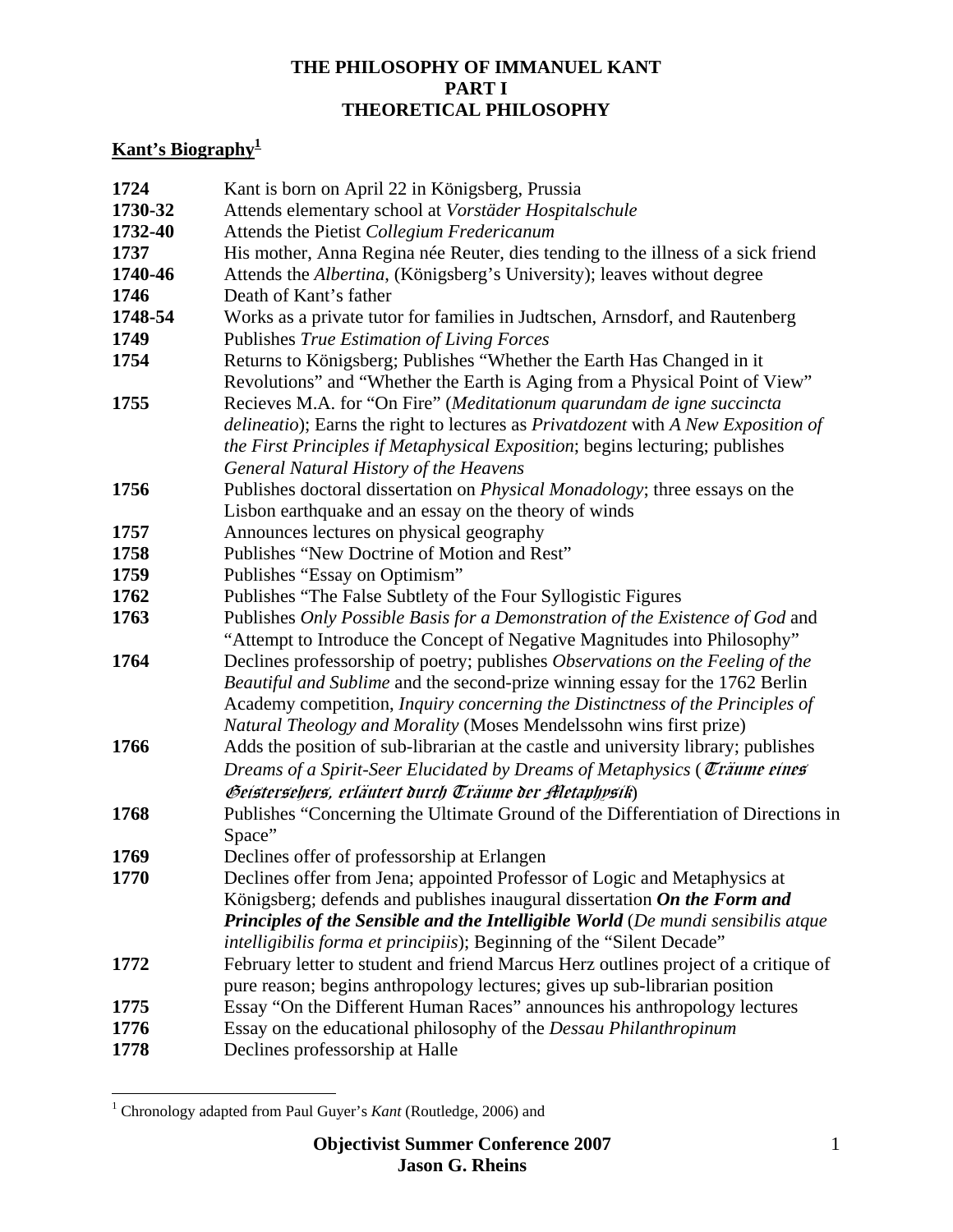**THE PHILOSOPHY OF IMMANUEL KANT**
**PART I**
**THEORETICAL PHILOSOPHY**

## Kant's Biography[1]

| | |
|---|---|
| **1724** | Kant is born on April 22 in Königsberg, Prussia |
| **1730-32** | Attends elementary school at *Vorstäder Hospitalschule* |
| **1732-40** | Attends the Pietist *Collegium Fredericanum* |
| **1737** | His mother, Anna Regina née Reuter, dies tending to the illness of a sick friend |
| **1740-46** | Attends the *Albertina*, (Königsberg's University); leaves without degree |
| **1746** | Death of Kant's father |
| **1748-54** | Works as a private tutor for families in Judtschen, Arnsdorf, and Rautenberg |
| **1749** | Publishes *True Estimation of Living Forces* |
| **1754** | Returns to Königsberg; Publishes "Whether the Earth Has Changed in it Revolutions" and "Whether the Earth is Aging from a Physical Point of View" |
| **1755** | Recieves M.A. for "On Fire" (*Meditationum quarundam de igne succincta delineatio*); Earns the right to lectures as *Privatdozent* with *A New Exposition of the First Principles if Metaphysical Exposition*; begins lecturing; publishes *General Natural History of the Heavens* |
| **1756** | Publishes doctoral dissertation on *Physical Monadology*; three essays on the Lisbon earthquake and an essay on the theory of winds |
| **1757** | Announces lectures on physical geography |
| **1758** | Publishes "New Doctrine of Motion and Rest" |
| **1759** | Publishes "Essay on Optimism" |
| **1762** | Publishes "The False Subtlety of the Four Syllogistic Figures |
| **1763** | Publishes *Only Possible Basis for a Demonstration of the Existence of God* and "Attempt to Introduce the Concept of Negative Magnitudes into Philosophy" |
| **1764** | Declines professorship of poetry; publishes *Observations on the Feeling of the Beautiful and Sublime* and the second-prize winning essay for the 1762 Berlin Academy competition, *Inquiry concerning the Distinctness of the Principles of Natural Theology and Morality* (Moses Mendelssohn wins first prize) |
| **1766** | Adds the position of sub-librarian at the castle and university library; publishes *Dreams of a Spirit-Seer Elucidated by Dreams of Metaphysics* (*Träume eines Geistersehers, erläutert durch Träume der Metaphysik*) |
| **1768** | Publishes "Concerning the Ultimate Ground of the Differentiation of Directions in Space" |
| **1769** | Declines offer of professorship at Erlangen |
| **1770** | Declines offer from Jena; appointed Professor of Logic and Metaphysics at Königsberg; defends and publishes inaugural dissertation ***On the Form and Principles of the Sensible and the Intelligible World*** (*De mundi sensibilis atque intelligibilis forma et principiis*); Beginning of the "Silent Decade" |
| **1772** | February letter to student and friend Marcus Herz outlines project of a critique of pure reason; begins anthropology lectures; gives up sub-librarian position |
| **1775** | Essay "On the Different Human Races" announces his anthropology lectures |
| **1776** | Essay on the educational philosophy of the *Dessau Philanthropinum* |
| **1778** | Declines professorship at Halle |

[1] Chronology adapted from Paul Guyer's *Kant* (Routledge, 2006) and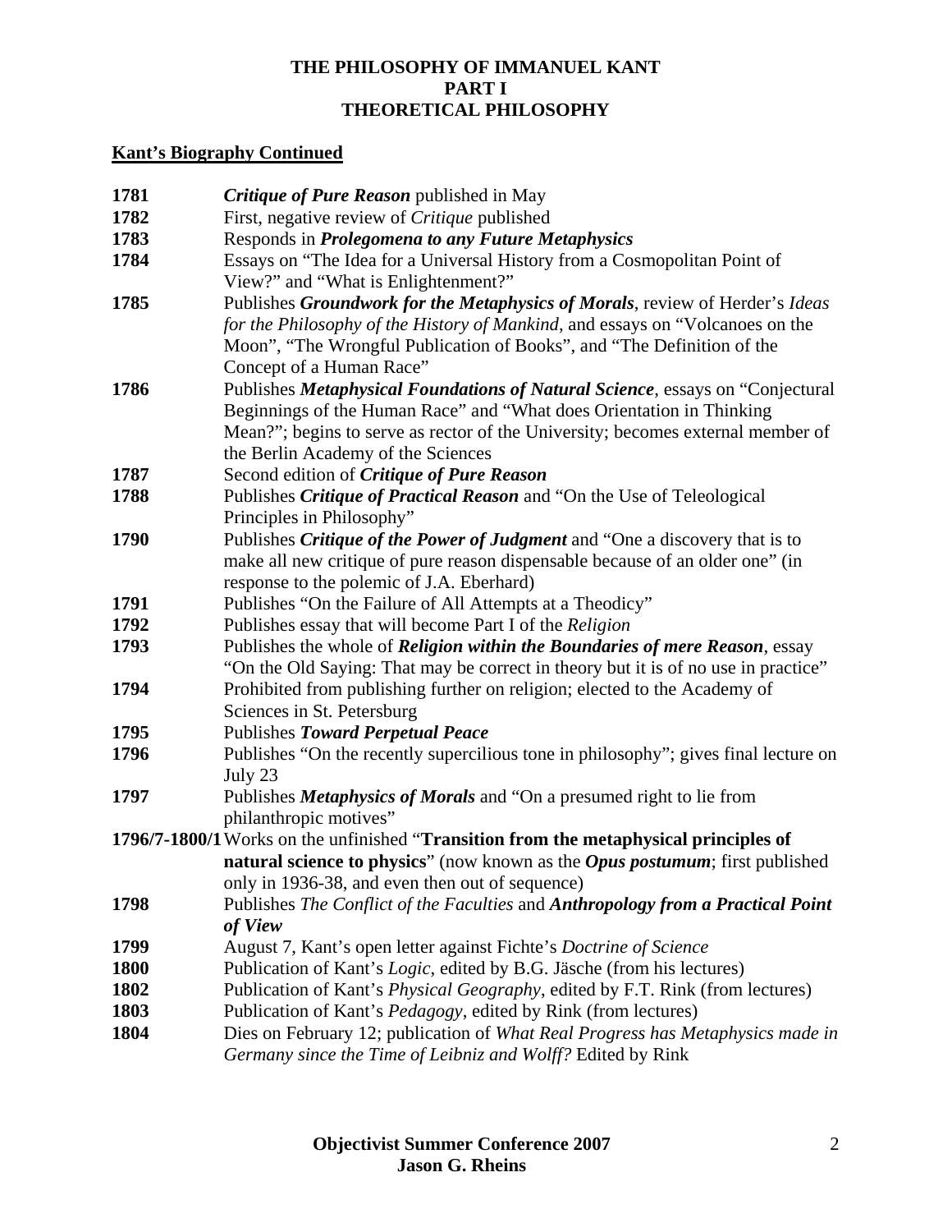**THE PHILOSOPHY OF IMMANUEL KANT**
**PART I**
**THEORETICAL PHILOSOPHY**

## Kant's Biography Continued

| | |
|---|---|
| **1781** | ***Critique of Pure Reason*** published in May |
| **1782** | First, negative review of *Critique* published |
| **1783** | Responds in ***Prolegomena to any Future Metaphysics*** |
| **1784** | Essays on "The Idea for a Universal History from a Cosmopolitan Point of View?" and "What is Enlightenment?" |
| **1785** | Publishes ***Groundwork for the Metaphysics of Morals***, review of Herder's *Ideas for the Philosophy of the History of Mankind*, and essays on "Volcanoes on the Moon", "The Wrongful Publication of Books", and "The Definition of the Concept of a Human Race" |
| **1786** | Publishes ***Metaphysical Foundations of Natural Science***, essays on "Conjectural Beginnings of the Human Race" and "What does Orientation in Thinking Mean?"; begins to serve as rector of the University; becomes external member of the Berlin Academy of the Sciences |
| **1787** | Second edition of ***Critique of Pure Reason*** |
| **1788** | Publishes ***Critique of Practical Reason*** and "On the Use of Teleological Principles in Philosophy" |
| **1790** | Publishes ***Critique of the Power of Judgment*** and "One a discovery that is to make all new critique of pure reason dispensable because of an older one" (in response to the polemic of J.A. Eberhard) |
| **1791** | Publishes "On the Failure of All Attempts at a Theodicy" |
| **1792** | Publishes essay that will become Part I of the *Religion* |
| **1793** | Publishes the whole of ***Religion within the Boundaries of mere Reason***, essay "On the Old Saying: That may be correct in theory but it is of no use in practice" |
| **1794** | Prohibited from publishing further on religion; elected to the Academy of Sciences in St. Petersburg |
| **1795** | Publishes ***Toward Perpetual Peace*** |
| **1796** | Publishes "On the recently supercilious tone in philosophy"; gives final lecture on July 23 |
| **1797** | Publishes ***Metaphysics of Morals*** and "On a presumed right to lie from philanthropic motives" |
| **1796/7-1800/1** | Works on the unfinished "**Transition from the metaphysical principles of natural science to physics**" (now known as the ***Opus postumum***; first published only in 1936-38, and even then out of sequence) |
| **1798** | Publishes *The Conflict of the Faculties* and ***Anthropology from a Practical Point of View*** |
| **1799** | August 7, Kant's open letter against Fichte's *Doctrine of Science* |
| **1800** | Publication of Kant's *Logic*, edited by B.G. Jäsche (from his lectures) |
| **1802** | Publication of Kant's *Physical Geography*, edited by F.T. Rink (from lectures) |
| **1803** | Publication of Kant's *Pedagogy*, edited by Rink (from lectures) |
| **1804** | Dies on February 12; publication of *What Real Progress has Metaphysics made in Germany since the Time of Leibniz and Wolff?* Edited by Rink |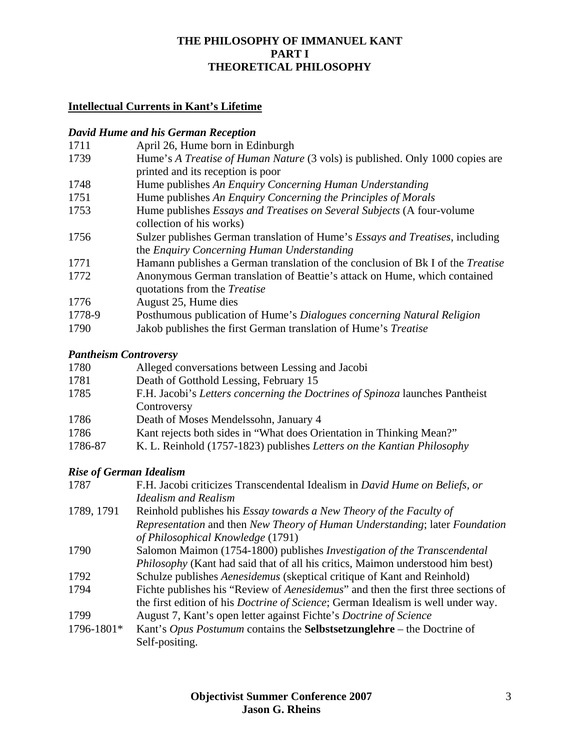# THE PHILOSOPHY OF IMMANUEL KANT
## PART I
## THEORETICAL PHILOSOPHY

### Intellectual Currents in Kant's Lifetime

#### *David Hume and his German Reception*

| | |
|---|---|
| 1711 | April 26, Hume born in Edinburgh |
| 1739 | Hume's *A Treatise of Human Nature* (3 vols) is published. Only 1000 copies are printed and its reception is poor |
| 1748 | Hume publishes *An Enquiry Concerning Human Understanding* |
| 1751 | Hume publishes *An Enquiry Concerning the Principles of Morals* |
| 1753 | Hume publishes *Essays and Treatises on Several Subjects* (A four-volume collection of his works) |
| 1756 | Sulzer publishes German translation of Hume's *Essays and Treatises*, including the *Enquiry Concerning Human Understanding* |
| 1771 | Hamann publishes a German translation of the conclusion of Bk I of the *Treatise* |
| 1772 | Anonymous German translation of Beattie's attack on Hume, which contained quotations from the *Treatise* |
| 1776 | August 25, Hume dies |
| 1778-9 | Posthumous publication of Hume's *Dialogues concerning Natural Religion* |
| 1790 | Jakob publishes the first German translation of Hume's *Treatise* |

#### *Pantheism Controversy*

| | |
|---|---|
| 1780 | Alleged conversations between Lessing and Jacobi |
| 1781 | Death of Gotthold Lessing, February 15 |
| 1785 | F.H. Jacobi's *Letters concerning the Doctrines of Spinoza* launches Pantheist Controversy |
| 1786 | Death of Moses Mendelssohn, January 4 |
| 1786 | Kant rejects both sides in "What does Orientation in Thinking Mean?" |
| 1786-87 | K. L. Reinhold (1757-1823) publishes *Letters on the Kantian Philosophy* |

#### *Rise of German Idealism*

| | |
|---|---|
| 1787 | F.H. Jacobi criticizes Transcendental Idealism in *David Hume on Beliefs, or Idealism and Realism* |
| 1789, 1791 | Reinhold publishes his *Essay towards a New Theory of the Faculty of Representation* and then *New Theory of Human Understanding*; later *Foundation of Philosophical Knowledge* (1791) |
| 1790 | Salomon Maimon (1754-1800) publishes *Investigation of the Transcendental Philosophy* (Kant had said that of all his critics, Maimon understood him best) |
| 1792 | Schulze publishes *Aenesidemus* (skeptical critique of Kant and Reinhold) |
| 1794 | Fichte publishes his "Review of *Aenesidemus*" and then the first three sections of the first edition of his *Doctrine of Science*; German Idealism is well under way. |
| 1799 | August 7, Kant's open letter against Fichte's *Doctrine of Science* |
| 1796-1801* | Kant's *Opus Postumum* contains the **Selbstsetzunglehre** – the Doctrine of Self-positing. |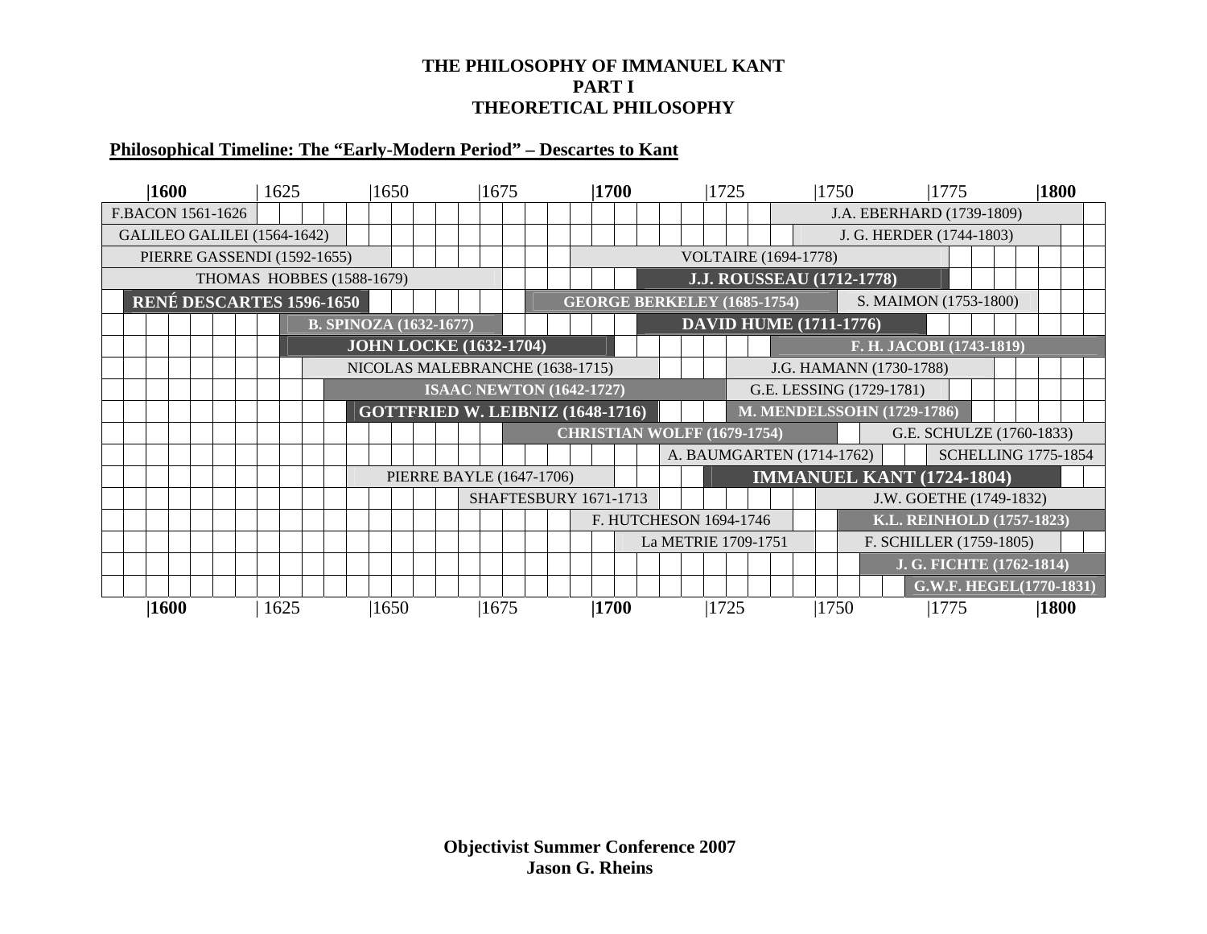**THE PHILOSOPHY OF IMMANUEL KANT**
**PART I**
**THEORETICAL PHILOSOPHY**

**Philosophical Timeline: The "Early-Modern Period" – Descartes to Kant**

|1600 | 1625 |1650 |1675 |1700 |1725 |1750 |1775 |1800

- F.BACON 1561-1626
- GALILEO GALILEI (1564-1642)
- PIERRE GASSENDI (1592-1655)
- THOMAS HOBBES (1588-1679)
- **RENÉ DESCARTES 1596-1650**
- **B. SPINOZA (1632-1677)**
- **JOHN LOCKE (1632-1704)**
- NICOLAS MALEBRANCHE (1638-1715)
- **ISAAC NEWTON (1642-1727)**
- **GOTTFRIED W. LEIBNIZ (1648-1716)**
- **CHRISTIAN WOLFF (1679-1754)**
- PIERRE BAYLE (1647-1706)
- SHAFTESBURY 1671-1713
- **GEORGE BERKELEY (1685-1754)**
- VOLTAIRE (1694-1778)
- F. HUTCHESON 1694-1746
- La METRIE 1709-1751
- **DAVID HUME (1711-1776)**
- **J.J. ROUSSEAU (1712-1778)**
- A. BAUMGARTEN (1714-1762)
- **IMMANUEL KANT (1724-1804)**
- G.E. LESSING (1729-1781)
- **M. MENDELSSOHN (1729-1786)**
- J.G. HAMANN (1730-1788)
- J.A. EBERHARD (1739-1809)
- **F. H. JACOBI (1743-1819)**
- J. G. HERDER (1744-1803)
- J.W. GOETHE (1749-1832)
- S. MAIMON (1753-1800)
- **K.L. REINHOLD (1757-1823)**
- F. SCHILLER (1759-1805)
- G.E. SCHULZE (1760-1833)
- **J. G. FICHTE (1762-1814)**
- **G.W.F. HEGEL(1770-1831)**
- SCHELLING 1775-1854

|1600 | 1625 |1650 |1675 |1700 |1725 |1750 |1775 |1800

**Objectivist Summer Conference 2007**
**Jason G. Rheins**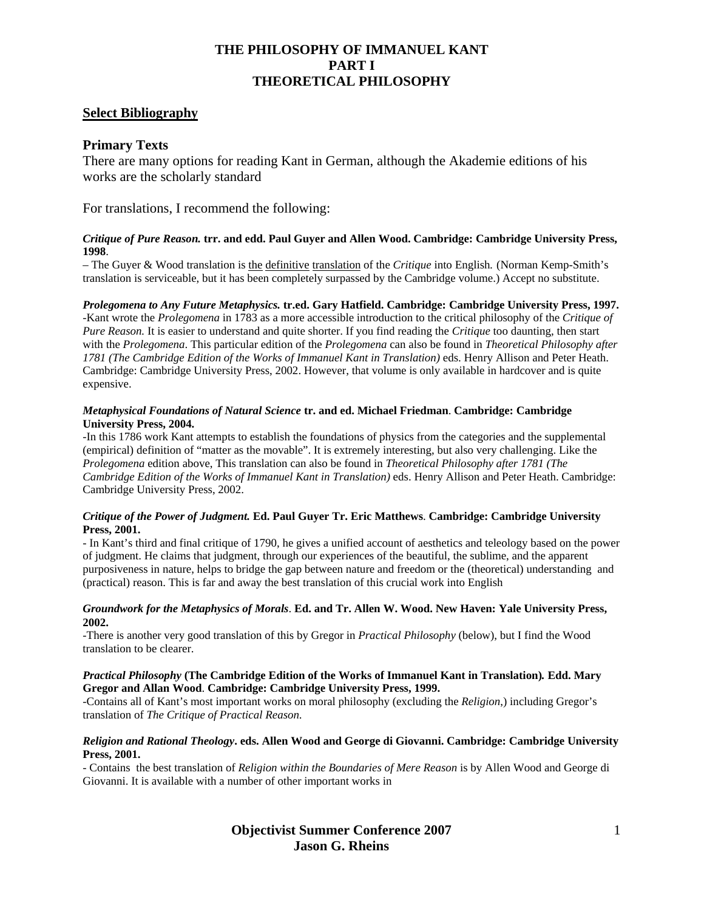# THE PHILOSOPHY OF IMMANUEL KANT
# PART I
# THEORETICAL PHILOSOPHY

## Select Bibliography

### Primary Texts

There are many options for reading Kant in German, although the Akademie editions of his works are the scholarly standard

For translations, I recommend the following:

***Critique of Pure Reason.* trr. and edd. Paul Guyer and Allen Wood. Cambridge: Cambridge University Press, 1998**.

– The Guyer & Wood translation is the definitive translation of the *Critique* into English. (Norman Kemp-Smith's translation is serviceable, but it has been completely surpassed by the Cambridge volume.) Accept no substitute.

***Prolegomena to Any Future Metaphysics.* tr.ed. Gary Hatfield. Cambridge: Cambridge University Press, 1997.**

-Kant wrote the *Prolegomena* in 1783 as a more accessible introduction to the critical philosophy of the *Critique of Pure Reason.* It is easier to understand and quite shorter. If you find reading the *Critique* too daunting, then start with the *Prolegomena*. This particular edition of the *Prolegomena* can also be found in *Theoretical Philosophy after 1781 (The Cambridge Edition of the Works of Immanuel Kant in Translation)* eds. Henry Allison and Peter Heath. Cambridge: Cambridge University Press, 2002. However, that volume is only available in hardcover and is quite expensive.

***Metaphysical Foundations of Natural Science* tr. and ed. Michael Friedman. Cambridge: Cambridge University Press, 2004.**

-In this 1786 work Kant attempts to establish the foundations of physics from the categories and the supplemental (empirical) definition of "matter as the movable". It is extremely interesting, but also very challenging. Like the *Prolegomena* edition above, This translation can also be found in *Theoretical Philosophy after 1781 (The Cambridge Edition of the Works of Immanuel Kant in Translation)* eds. Henry Allison and Peter Heath. Cambridge: Cambridge University Press, 2002.

***Critique of the Power of Judgment.* Ed. Paul Guyer Tr. Eric Matthews. Cambridge: Cambridge University Press, 2001.**

- In Kant's third and final critique of 1790, he gives a unified account of aesthetics and teleology based on the power of judgment. He claims that judgment, through our experiences of the beautiful, the sublime, and the apparent purposiveness in nature, helps to bridge the gap between nature and freedom or the (theoretical) understanding and (practical) reason. This is far and away the best translation of this crucial work into English

***Groundwork for the Metaphysics of Morals*. Ed. and Tr. Allen W. Wood. New Haven: Yale University Press, 2002.**

-There is another very good translation of this by Gregor in *Practical Philosophy* (below), but I find the Wood translation to be clearer.

***Practical Philosophy* (The Cambridge Edition of the Works of Immanuel Kant in Translation). Edd. Mary Gregor and Allan Wood. Cambridge: Cambridge University Press, 1999.**

-Contains all of Kant's most important works on moral philosophy (excluding the *Religion*,) including Gregor's translation of *The Critique of Practical Reason.*

***Religion and Rational Theology*. eds. Allen Wood and George di Giovanni. Cambridge: Cambridge University Press, 2001.**

- Contains the best translation of *Religion within the Boundaries of Mere Reason* is by Allen Wood and George di Giovanni. It is available with a number of other important works in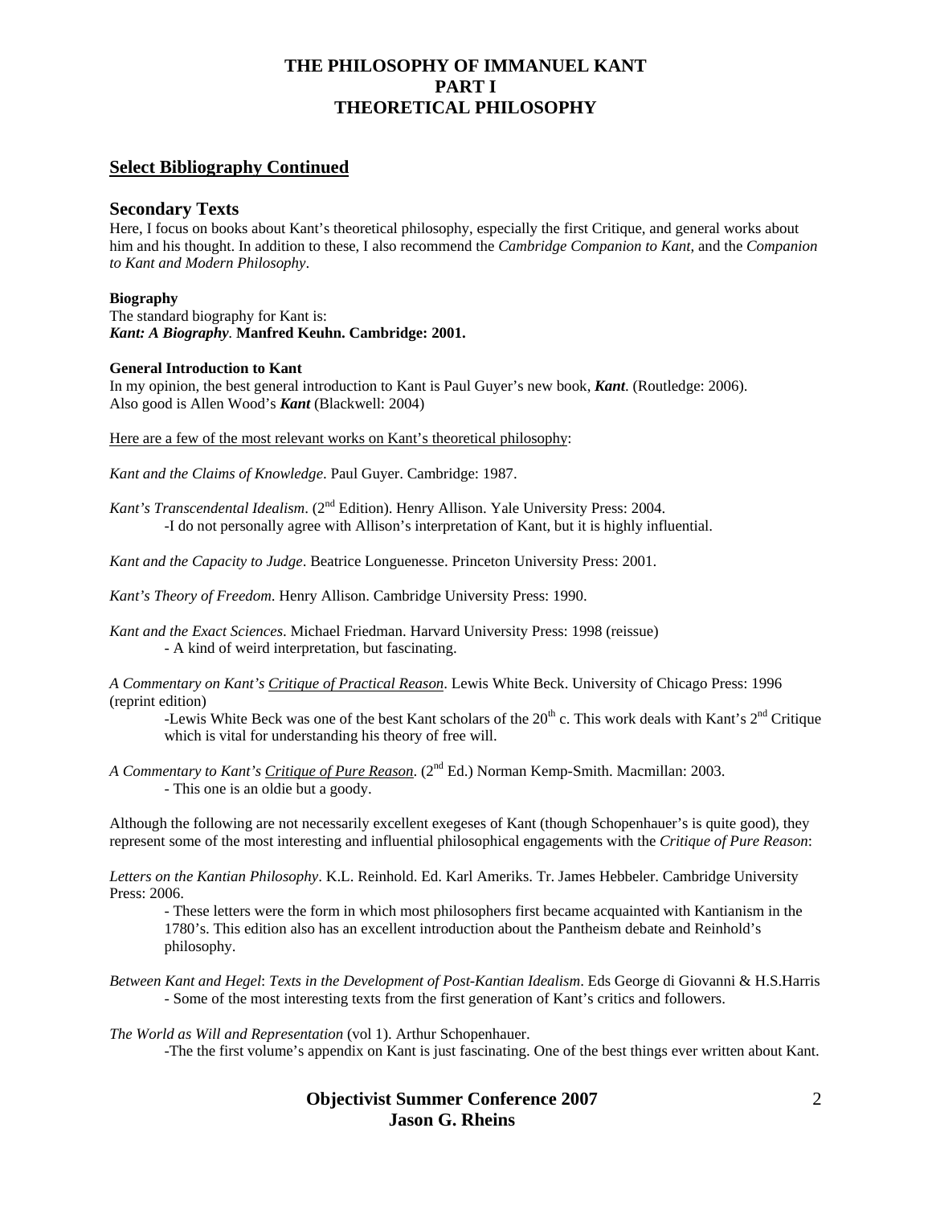# THE PHILOSOPHY OF IMMANUEL KANT
# PART I
# THEORETICAL PHILOSOPHY

## Select Bibliography Continued

### Secondary Texts

Here, I focus on books about Kant's theoretical philosophy, especially the first Critique, and general works about him and his thought. In addition to these, I also recommend the *Cambridge Companion to Kant*, and the *Companion to Kant and Modern Philosophy*.

**Biography**

The standard biography for Kant is:
***Kant: A Biography*. Manfred Keuhn. Cambridge: 2001.**

**General Introduction to Kant**

In my opinion, the best general introduction to Kant is Paul Guyer's new book, ***Kant***. (Routledge: 2006).
Also good is Allen Wood's ***Kant*** (Blackwell: 2004)

Here are a few of the most relevant works on Kant's theoretical philosophy:

*Kant and the Claims of Knowledge*. Paul Guyer. Cambridge: 1987.

*Kant's Transcendental Idealism*. (2nd Edition). Henry Allison. Yale University Press: 2004.
-I do not personally agree with Allison's interpretation of Kant, but it is highly influential.

*Kant and the Capacity to Judge*. Beatrice Longuenesse. Princeton University Press: 2001.

*Kant's Theory of Freedom*. Henry Allison. Cambridge University Press: 1990.

*Kant and the Exact Sciences*. Michael Friedman. Harvard University Press: 1998 (reissue)
- A kind of weird interpretation, but fascinating.

*A Commentary on Kant's Critique of Practical Reason*. Lewis White Beck. University of Chicago Press: 1996 (reprint edition)
-Lewis White Beck was one of the best Kant scholars of the 20th c. This work deals with Kant's 2nd Critique which is vital for understanding his theory of free will.

*A Commentary to Kant's Critique of Pure Reason*. (2nd Ed.) Norman Kemp-Smith. Macmillan: 2003.
- This one is an oldie but a goody.

Although the following are not necessarily excellent exegeses of Kant (though Schopenhauer's is quite good), they represent some of the most interesting and influential philosophical engagements with the *Critique of Pure Reason*:

*Letters on the Kantian Philosophy*. K.L. Reinhold. Ed. Karl Ameriks. Tr. James Hebbeler. Cambridge University Press: 2006.
- These letters were the form in which most philosophers first became acquainted with Kantianism in the 1780's. This edition also has an excellent introduction about the Pantheism debate and Reinhold's philosophy.

*Between Kant and Hegel*: *Texts in the Development of Post-Kantian Idealism*. Eds George di Giovanni & H.S.Harris
- Some of the most interesting texts from the first generation of Kant's critics and followers.

*The World as Will and Representation* (vol 1). Arthur Schopenhauer.
-The the first volume's appendix on Kant is just fascinating. One of the best things ever written about Kant.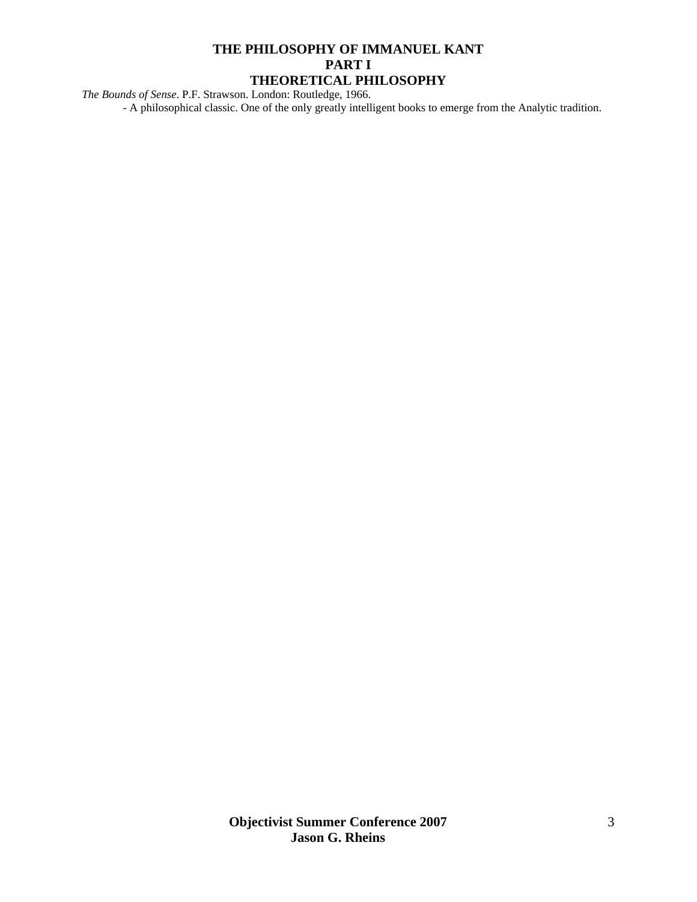**THE PHILOSOPHY OF IMMANUEL KANT**
**PART I**
**THEORETICAL PHILOSOPHY**

*The Bounds of Sense*. P.F. Strawson. London: Routledge, 1966.

- A philosophical classic. One of the only greatly intelligent books to emerge from the Analytic tradition.